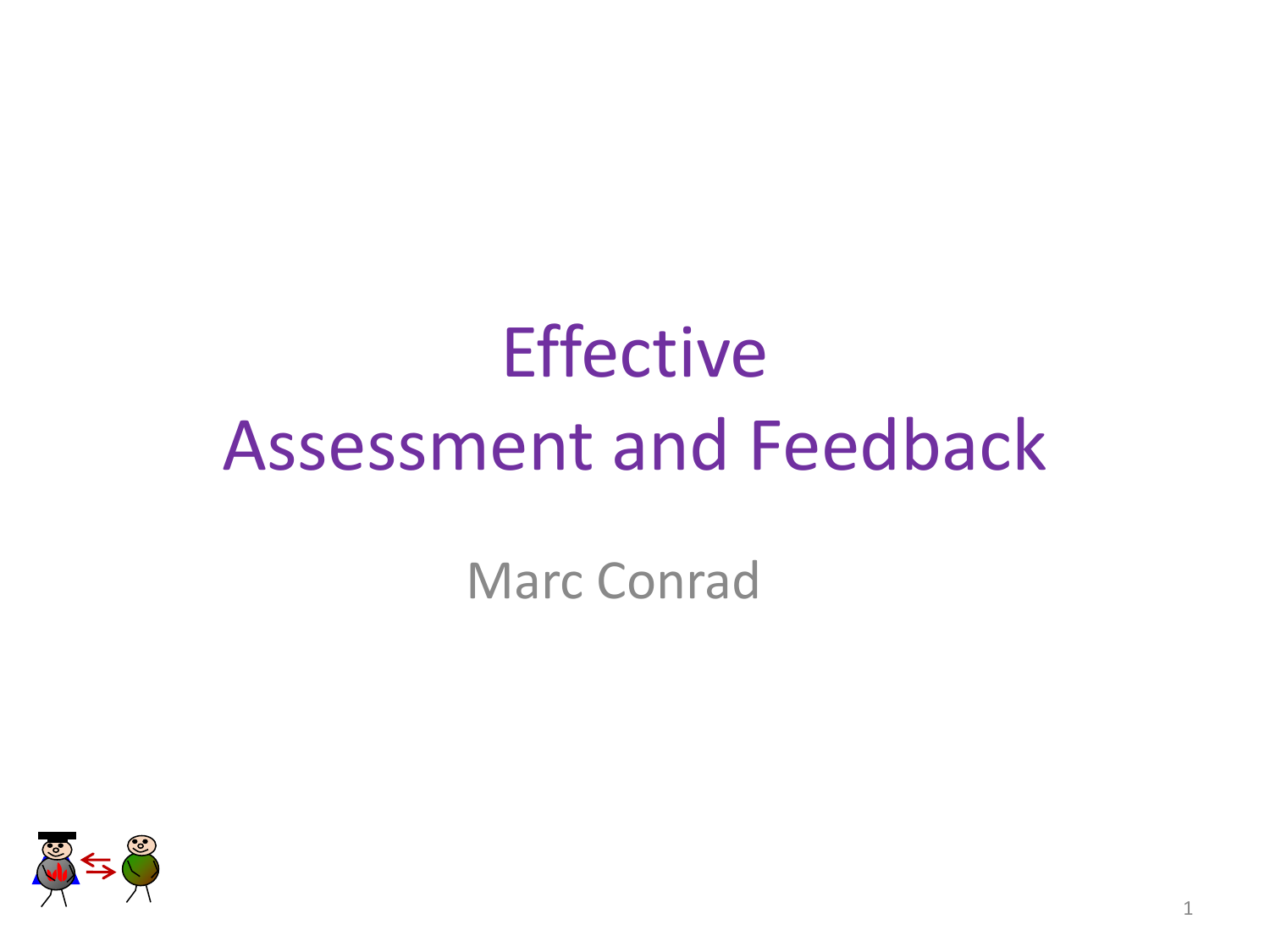# Effective
# Assessment and Feedback

Marc Conrad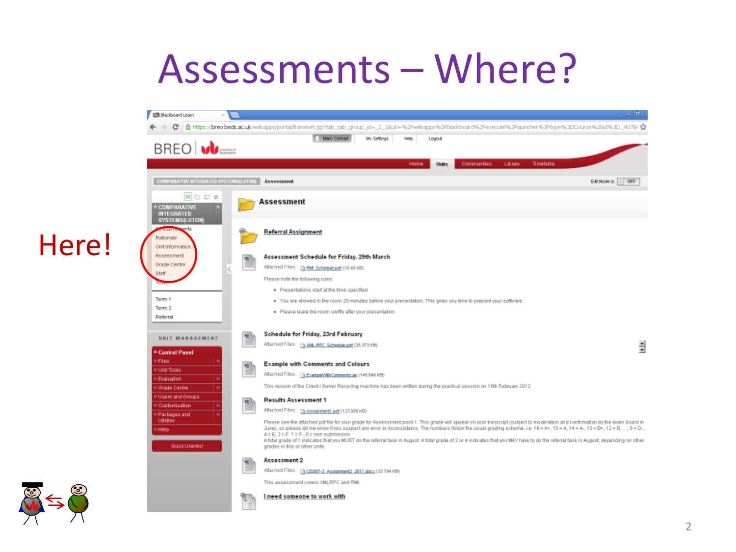# Assessments – Where?

Here!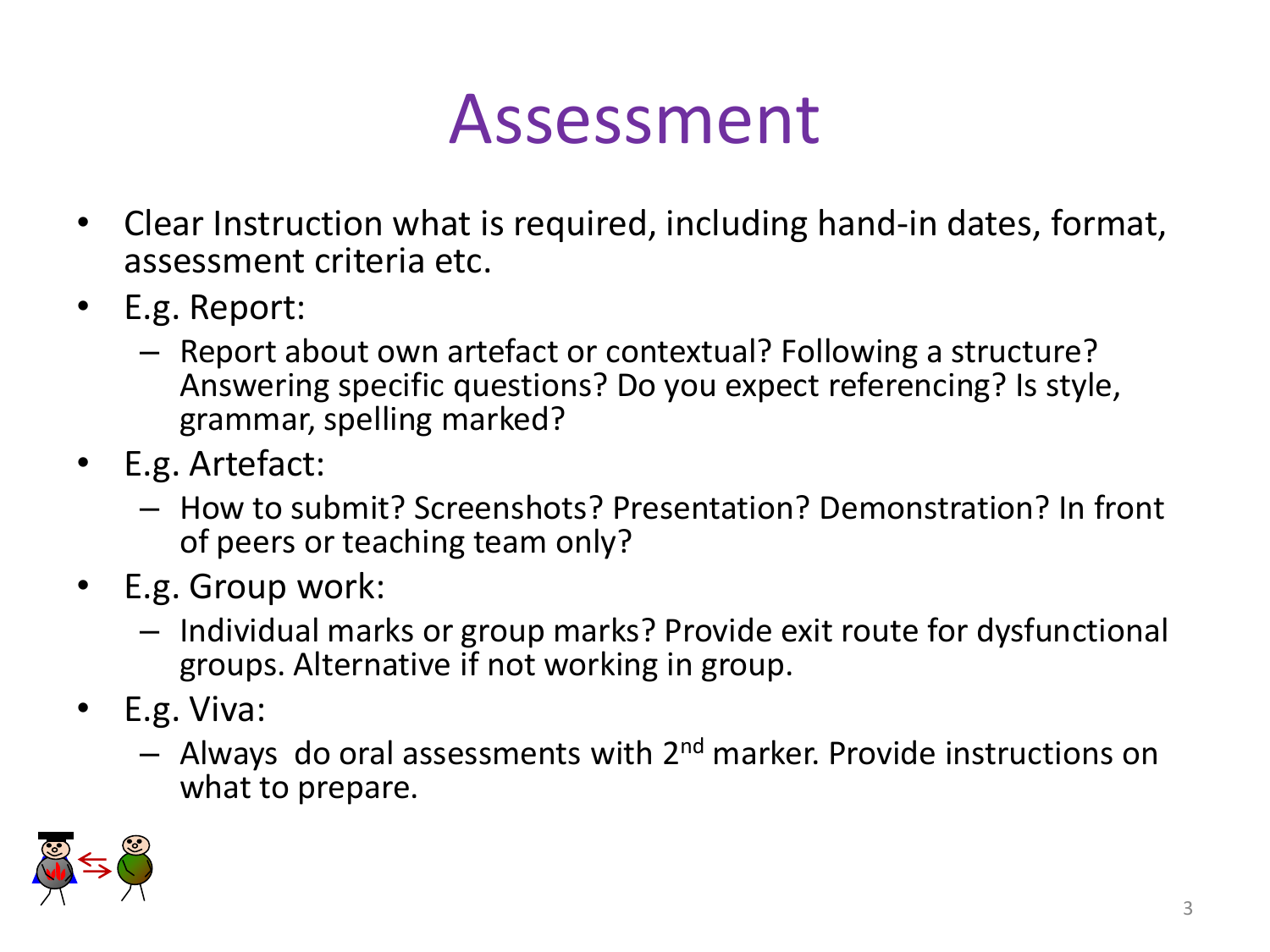# Assessment

- Clear Instruction what is required, including hand-in dates, format, assessment criteria etc.
- E.g. Report:
  - Report about own artefact or contextual? Following a structure? Answering specific questions? Do you expect referencing? Is style, grammar, spelling marked?
- E.g. Artefact:
  - How to submit? Screenshots? Presentation? Demonstration? In front of peers or teaching team only?
- E.g. Group work:
  - Individual marks or group marks? Provide exit route for dysfunctional groups. Alternative if not working in group.
- E.g. Viva:
  - Always do oral assessments with 2nd marker. Provide instructions on what to prepare.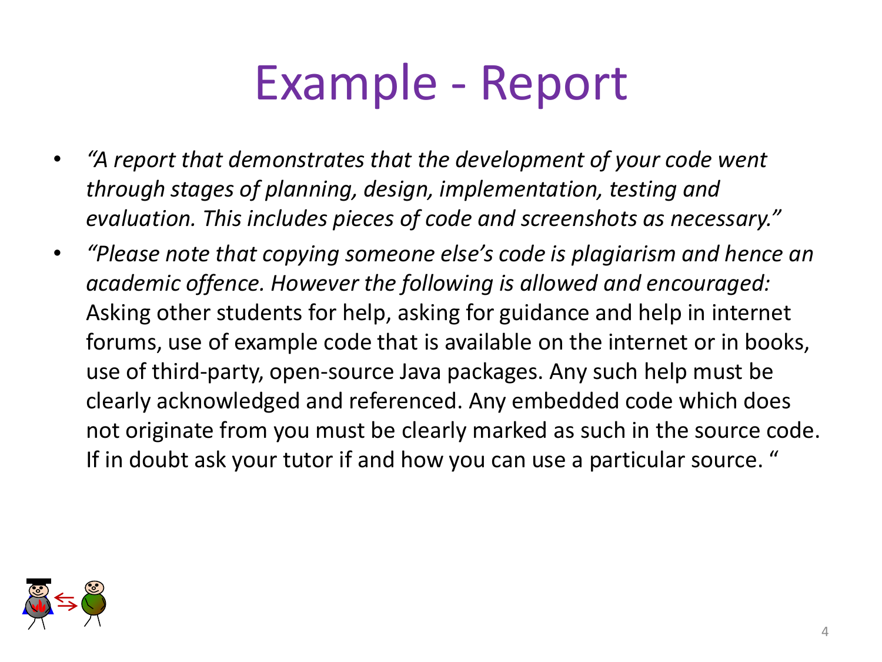# Example - Report

- *"A report that demonstrates that the development of your code went through stages of planning, design, implementation, testing and evaluation. This includes pieces of code and screenshots as necessary."*
- *"Please note that copying someone else's code is plagiarism and hence an academic offence. However the following is allowed and encouraged:* Asking other students for help, asking for guidance and help in internet forums, use of example code that is available on the internet or in books, use of third-party, open-source Java packages. Any such help must be clearly acknowledged and referenced. Any embedded code which does not originate from you must be clearly marked as such in the source code. If in doubt ask your tutor if and how you can use a particular source. "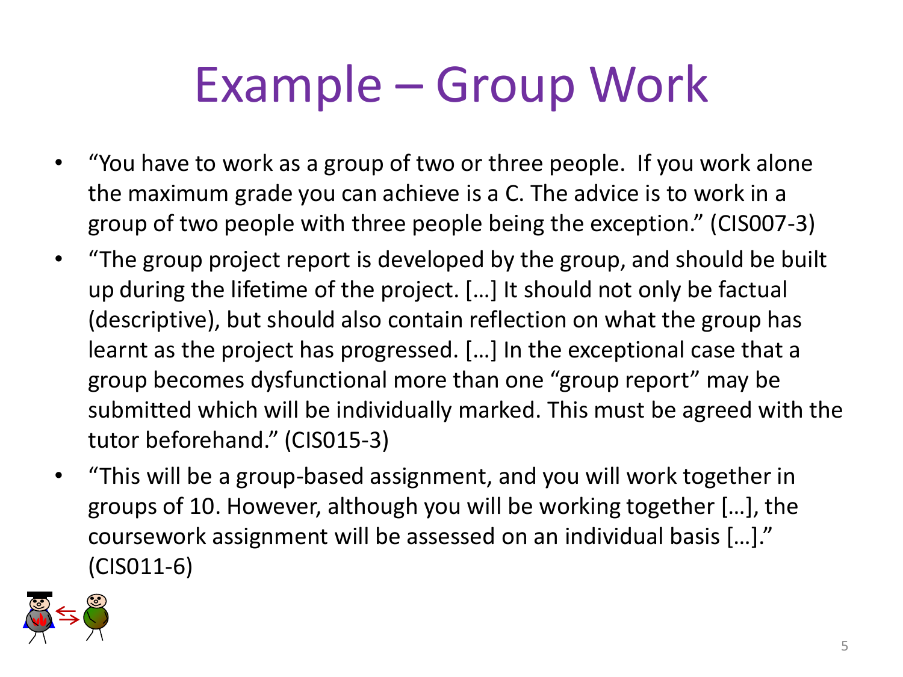# Example – Group Work

- "You have to work as a group of two or three people. If you work alone the maximum grade you can achieve is a C. The advice is to work in a group of two people with three people being the exception." (CIS007-3)
- "The group project report is developed by the group, and should be built up during the lifetime of the project. […] It should not only be factual (descriptive), but should also contain reflection on what the group has learnt as the project has progressed. […] In the exceptional case that a group becomes dysfunctional more than one "group report" may be submitted which will be individually marked. This must be agreed with the tutor beforehand." (CIS015-3)
- "This will be a group-based assignment, and you will work together in groups of 10. However, although you will be working together […], the coursework assignment will be assessed on an individual basis […]." (CIS011-6)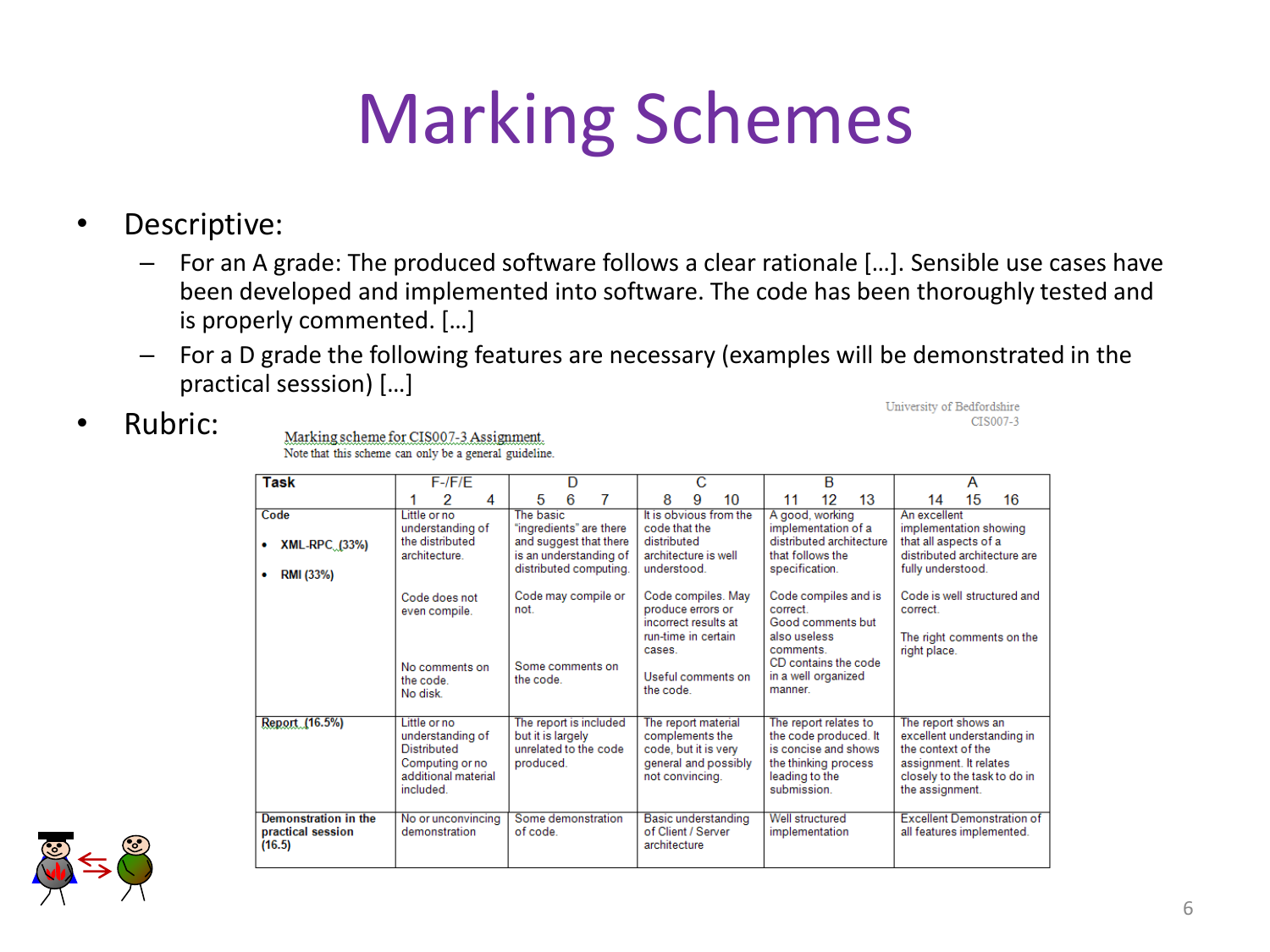# Marking Schemes

- Descriptive:
  - For an A grade: The produced software follows a clear rationale […]. Sensible use cases have been developed and implemented into software. The code has been thoroughly tested and is properly commented. […]
  - For a D grade the following features are necessary (examples will be demonstrated in the practical sesssion) […]
- Rubric:

University of Bedfordshire
CIS007-3

Marking scheme for CIS007-3 Assignment.
Note that this scheme can only be a general guideline.

| Task | F-/F/E<br>1 2 4 | D<br>5 6 7 | C<br>8 9 10 | B<br>11 12 13 | A<br>14 15 16 |
|---|---|---|---|---|---|
| **Code**<br>• **XML-RPC (33%)**<br>• **RMI (33%)** | Little or no understanding of the distributed architecture.<br><br>Code does not even compile.<br><br>No comments on the code.<br>No disk. | The basic "ingredients" are there and suggest that there is an understanding of distributed computing.<br><br>Code may compile or not.<br><br>Some comments on the code. | It is obvious from the code that the distributed architecture is well understood.<br><br>Code compiles. May produce errors or incorrect results at run-time in certain cases.<br><br>Useful comments on the code. | A good, working implementation of a distributed architecture that follows the specification.<br><br>Code compiles and is correct.<br>Good comments but also useless comments.<br>CD contains the code in a well organized manner. | An excellent implementation showing that all aspects of a distributed architecture are fully understood.<br><br>Code is well structured and correct.<br><br>The right comments on the right place. |
| **Report (16.5%)** | Little or no understanding of Distributed Computing or no additional material included. | The report is included but it is largely unrelated to the code produced. | The report material complements the code, but it is very general and possibly not convincing. | The report relates to the code produced. It is concise and shows the thinking process leading to the submission. | The report shows an excellent understanding in the context of the assignment. It relates closely to the task to do in the assignment. |
| **Demonstration in the practical session (16.5)** | No or unconvincing demonstration | Some demonstration of code. | Basic understanding of Client / Server architecture | Well structured implementation | Excellent Demonstration of all features implemented. |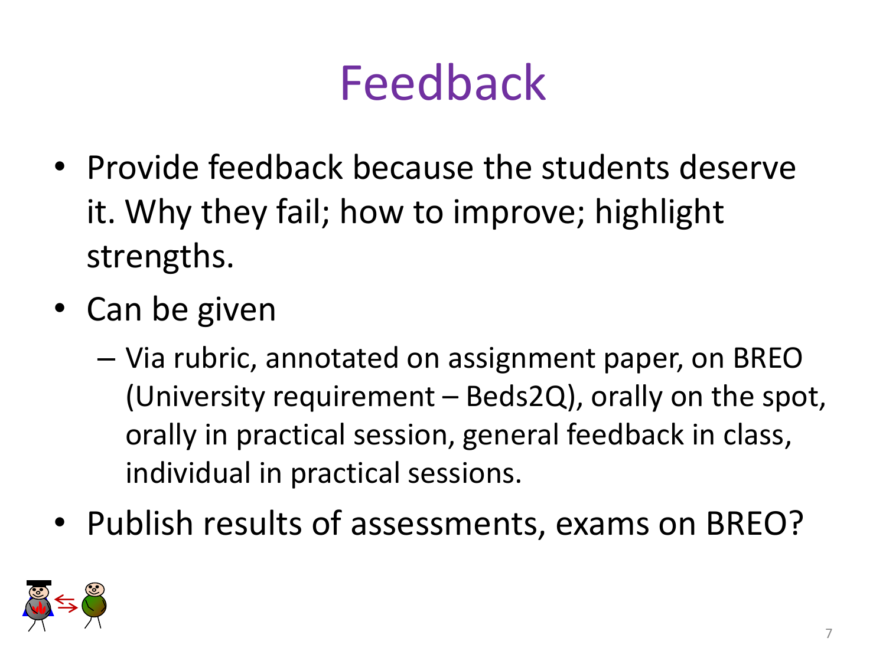# Feedback

- Provide feedback because the students deserve it. Why they fail; how to improve; highlight strengths.
- Can be given
  - Via rubric, annotated on assignment paper, on BREO (University requirement – Beds2Q), orally on the spot, orally in practical session, general feedback in class, individual in practical sessions.
- Publish results of assessments, exams on BREO?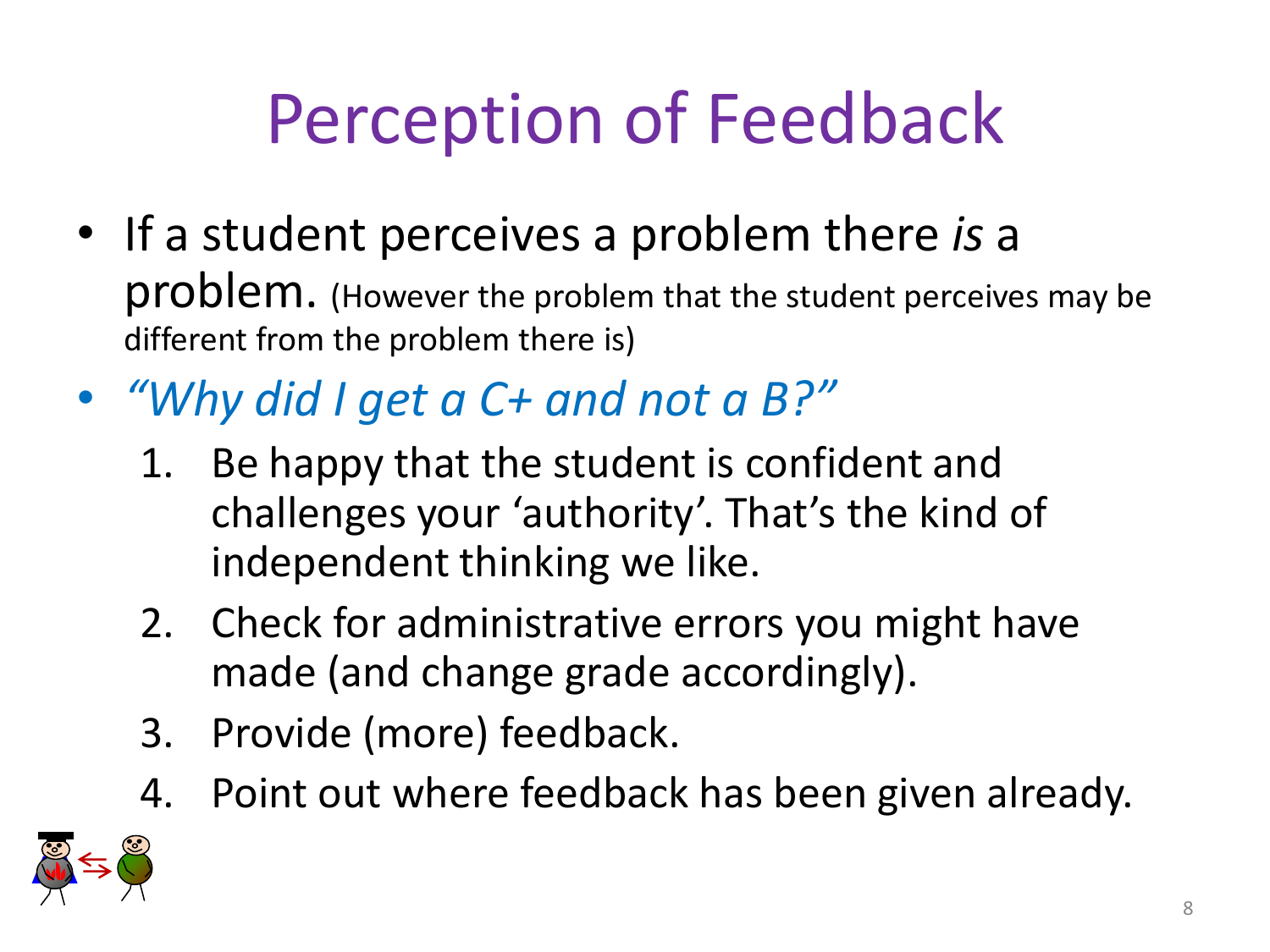# Perception of Feedback

- If a student perceives a problem there *is* a problem. (However the problem that the student perceives may be different from the problem there is)
- *"Why did I get a C+ and not a B?"*
  1. Be happy that the student is confident and challenges your 'authority'. That's the kind of independent thinking we like.
  2. Check for administrative errors you might have made (and change grade accordingly).
  3. Provide (more) feedback.
  4. Point out where feedback has been given already.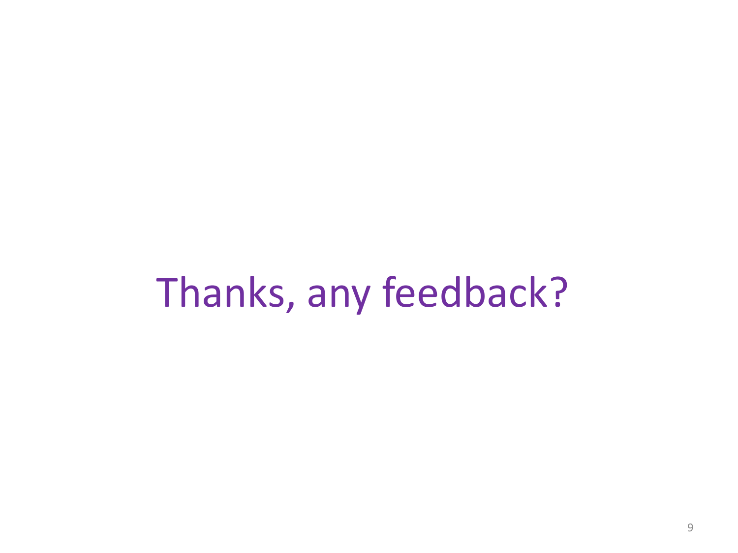# Thanks, any feedback?